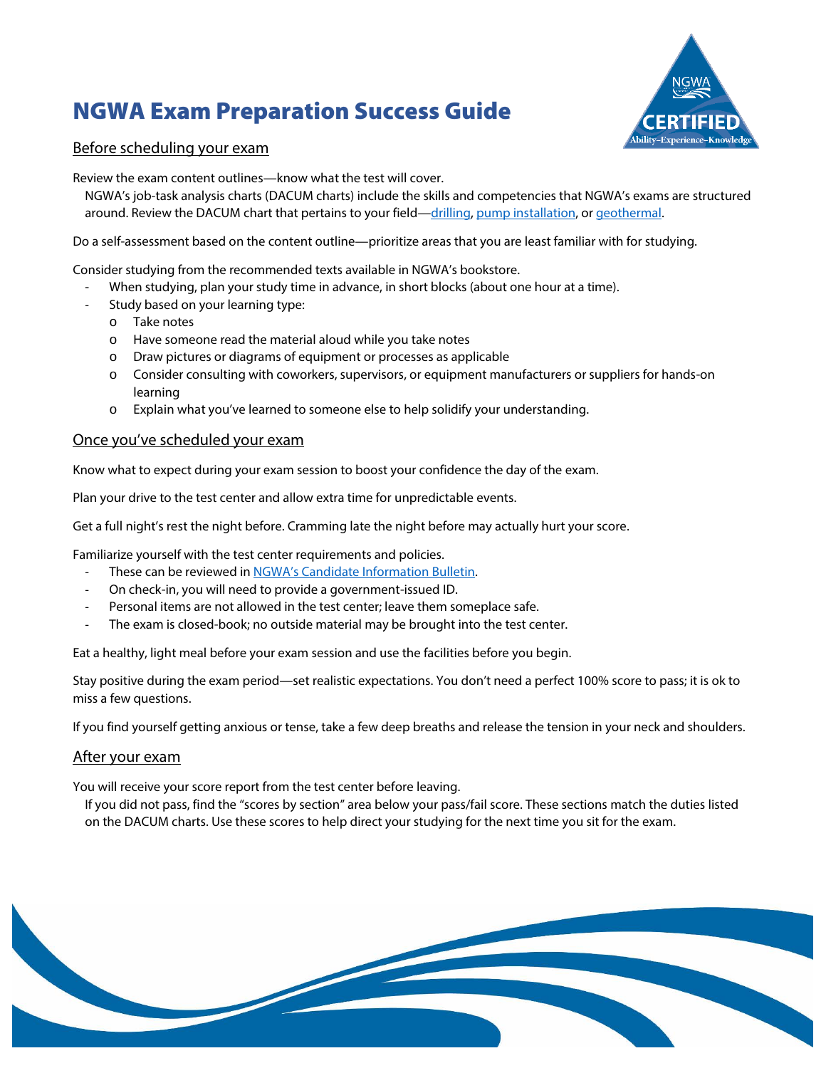# NGWA Exam Preparation Success Guide

## Before scheduling your exam

Review the exam content outlines—know what the test will cover.

NGWA's job-task analysis charts (DACUM charts) include the skills and competencies that NGWA's exams are structured around. Review the DACUM chart that pertains to your field—drilling, pump installation, or geothermal.

Do a self-assessment based on the content outline—prioritize areas that you are least familiar with for studying.

Consider studying from the recommended texts available in NGWA's bookstore.

- When studying, plan your study time in advance, in short blocks (about one hour at a time).
- Study based on your learning type:
  - Take notes
  - Have someone read the material aloud while you take notes
  - Draw pictures or diagrams of equipment or processes as applicable
  - Consider consulting with coworkers, supervisors, or equipment manufacturers or suppliers for hands-on learning
  - Explain what you've learned to someone else to help solidify your understanding.

## Once you've scheduled your exam

Know what to expect during your exam session to boost your confidence the day of the exam.

Plan your drive to the test center and allow extra time for unpredictable events.

Get a full night's rest the night before. Cramming late the night before may actually hurt your score.

Familiarize yourself with the test center requirements and policies.

- These can be reviewed in NGWA's Candidate Information Bulletin.
- On check-in, you will need to provide a government-issued ID.
- Personal items are not allowed in the test center; leave them someplace safe.
- The exam is closed-book; no outside material may be brought into the test center.

Eat a healthy, light meal before your exam session and use the facilities before you begin.

Stay positive during the exam period—set realistic expectations. You don't need a perfect 100% score to pass; it is ok to miss a few questions.

If you find yourself getting anxious or tense, take a few deep breaths and release the tension in your neck and shoulders.

## After your exam

You will receive your score report from the test center before leaving.

If you did not pass, find the "scores by section" area below your pass/fail score. These sections match the duties listed on the DACUM charts. Use these scores to help direct your studying for the next time you sit for the exam.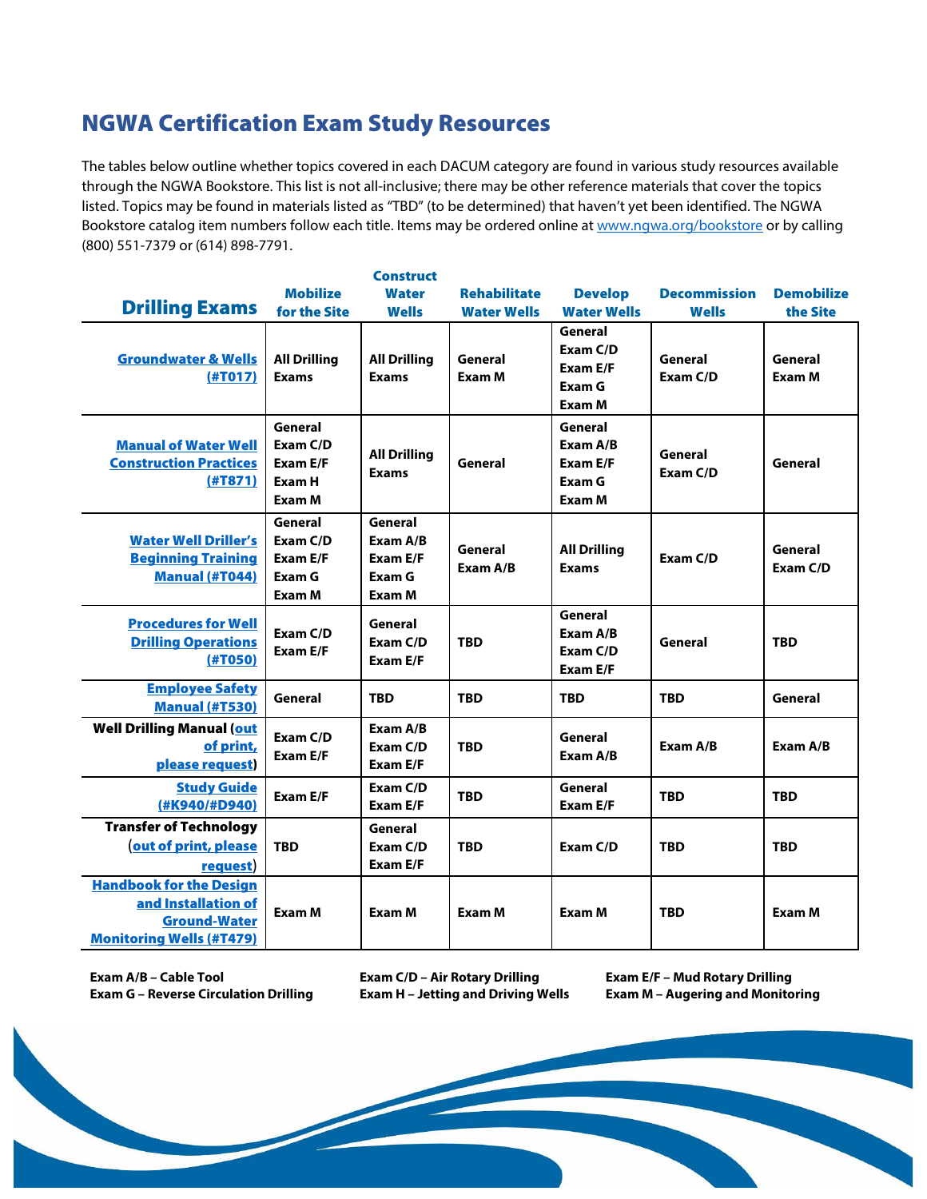# NGWA Certification Exam Study Resources

The tables below outline whether topics covered in each DACUM category are found in various study resources available through the NGWA Bookstore. This list is not all-inclusive; there may be other reference materials that cover the topics listed. Topics may be found in materials listed as "TBD" (to be determined) that haven't yet been identified. The NGWA Bookstore catalog item numbers follow each title. Items may be ordered online at www.ngwa.org/bookstore or by calling (800) 551-7379 or (614) 898-7791.

| Drilling Exams | Mobilize for the Site | Construct Water Wells | Rehabilitate Water Wells | Develop Water Wells | Decommission Wells | Demobilize the Site |
|---|---|---|---|---|---|---|
| Groundwater & Wells (#T017) | All Drilling Exams | All Drilling Exams | General<br>Exam M | General<br>Exam C/D<br>Exam E/F<br>Exam G<br>Exam M | General<br>Exam C/D | General<br>Exam M |
| Manual of Water Well Construction Practices (#T871) | General<br>Exam C/D<br>Exam E/F<br>Exam H<br>Exam M | All Drilling Exams | General | General<br>Exam A/B<br>Exam E/F<br>Exam G<br>Exam M | General<br>Exam C/D | General |
| Water Well Driller's Beginning Training Manual (#T044) | General<br>Exam C/D<br>Exam E/F<br>Exam G<br>Exam M | General<br>Exam A/B<br>Exam E/F<br>Exam G<br>Exam M | General<br>Exam A/B | All Drilling Exams | Exam C/D | General<br>Exam C/D |
| Procedures for Well Drilling Operations (#T050) | Exam C/D<br>Exam E/F | General<br>Exam C/D<br>Exam E/F | TBD | General<br>Exam A/B<br>Exam C/D<br>Exam E/F | General | TBD |
| Employee Safety Manual (#T530) | General | TBD | TBD | TBD | TBD | General |
| Well Drilling Manual (out of print, please request) | Exam C/D<br>Exam E/F | Exam A/B<br>Exam C/D<br>Exam E/F | TBD | General<br>Exam A/B | Exam A/B | Exam A/B |
| Study Guide (#K940/#D940) | Exam E/F | Exam C/D<br>Exam E/F | TBD | General<br>Exam E/F | TBD | TBD |
| Transfer of Technology (out of print, please request) | TBD | General<br>Exam C/D<br>Exam E/F | TBD | Exam C/D | TBD | TBD |
| Handbook for the Design and Installation of Ground-Water Monitoring Wells (#T479) | Exam M | Exam M | Exam M | Exam M | TBD | Exam M |

**Exam A/B – Cable Tool**
**Exam C/D – Air Rotary Drilling**
**Exam E/F – Mud Rotary Drilling**
**Exam G – Reverse Circulation Drilling**
**Exam H – Jetting and Driving Wells**
**Exam M – Augering and Monitoring**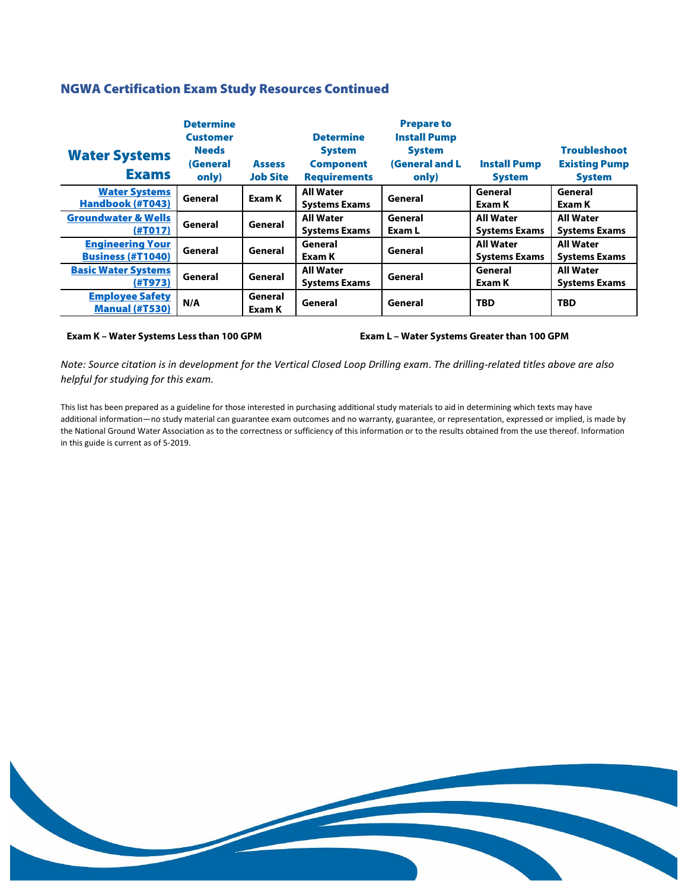## NGWA Certification Exam Study Resources Continued

| Water Systems Exams | Determine Customer Needs (General only) | Assess Job Site | Determine System Component Requirements | Prepare to Install Pump System (General and L only) | Install Pump System | Troubleshoot Existing Pump System |
|---|---|---|---|---|---|---|
| Water Systems Handbook (#T043) | General | Exam K | All Water Systems Exams | General | General Exam K | General Exam K |
| Groundwater & Wells (#T017) | General | General | All Water Systems Exams | General Exam L | All Water Systems Exams | All Water Systems Exams |
| Engineering Your Business (#T1040) | General | General | General Exam K | General | All Water Systems Exams | All Water Systems Exams |
| Basic Water Systems (#T973) | General | General | All Water Systems Exams | General | General Exam K | All Water Systems Exams |
| Employee Safety Manual (#T530) | N/A | General Exam K | General | General | TBD | TBD |

**Exam K – Water Systems Less than 100 GPM**

**Exam L – Water Systems Greater than 100 GPM**

*Note: Source citation is in development for the Vertical Closed Loop Drilling exam. The drilling-related titles above are also helpful for studying for this exam.*

This list has been prepared as a guideline for those interested in purchasing additional study materials to aid in determining which texts may have additional information—no study material can guarantee exam outcomes and no warranty, guarantee, or representation, expressed or implied, is made by the National Ground Water Association as to the correctness or sufficiency of this information or to the results obtained from the use thereof. Information in this guide is current as of 5-2019.